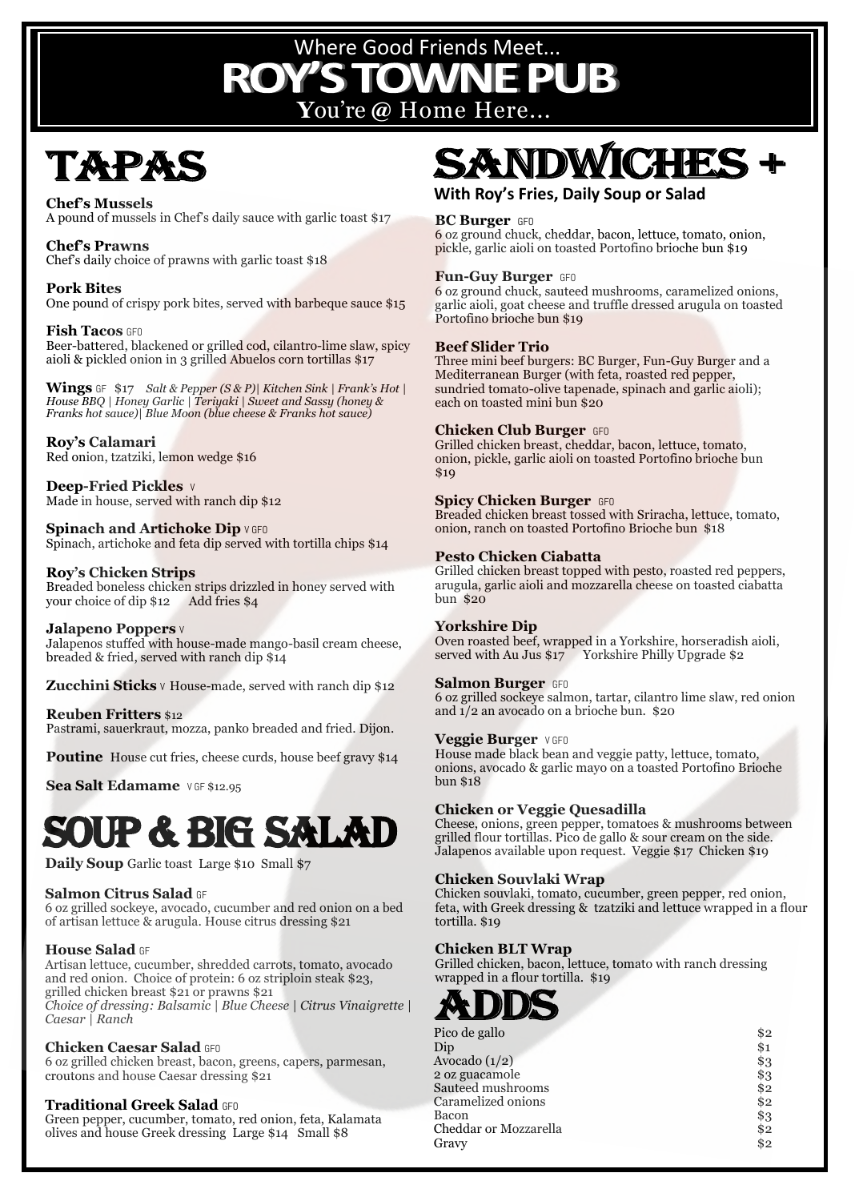Where Good Friends Meet...

# ROY'S TOWNE PUB

You're @ Home Here...

## TAPAS

**Chef's Mussels**
A pound of mussels in Chef's daily sauce with garlic toast $17

**Chef's Prawns**
Chef's daily choice of prawns with garlic toast $18

**Pork Bites**
One pound of crispy pork bites, served with barbeque sauce $15

**Fish Tacos** GFO
Beer-battered, blackened or grilled cod, cilantro-lime slaw, spicy aioli & pickled onion in 3 grilled Abuelos corn tortillas $17

**Wings** GF $17 *Salt & Pepper (S & P)| Kitchen Sink | Frank's Hot | House BBQ | Honey Garlic | Teriyaki | Sweet and Sassy (honey & Franks hot sauce)| Blue Moon (blue cheese & Franks hot sauce)*

**Roy's Calamari**
Red onion, tzatziki, lemon wedge $16

**Deep-Fried Pickles** V
Made in house, served with ranch dip $12

**Spinach and Artichoke Dip** V GFO
Spinach, artichoke and feta dip served with tortilla chips $14

**Roy's Chicken Strips**
Breaded boneless chicken strips drizzled in honey served with your choice of dip $12 Add fries $4

**Jalapeno Poppers** V
Jalapenos stuffed with house-made mango-basil cream cheese, breaded & fried, served with ranch dip $14

**Zucchini Sticks** V House-made, served with ranch dip $12

**Reuben Fritters** $12
Pastrami, sauerkraut, mozza, panko breaded and fried. Dijon.

**Poutine** House cut fries, cheese curds, house beef gravy $14

**Sea Salt Edamame** V GF $12.95

## SOUP & BIG SALAD

**Daily Soup** Garlic toast Large $10 Small $7

**Salmon Citrus Salad** GF
6 oz grilled sockeye, avocado, cucumber and red onion on a bed of artisan lettuce & arugula. House citrus dressing $21

**House Salad** GF
Artisan lettuce, cucumber, shredded carrots, tomato, avocado and red onion. Choice of protein: 6 oz striploin steak $23, grilled chicken breast $21 or prawns $21
*Choice of dressing: Balsamic | Blue Cheese | Citrus Vinaigrette | Caesar | Ranch*

**Chicken Caesar Salad** GFO
6 oz grilled chicken breast, bacon, greens, capers, parmesan, croutons and house Caesar dressing $21

**Traditional Greek Salad** GFO
Green pepper, cucumber, tomato, red onion, feta, Kalamata olives and house Greek dressing Large $14 Small $8

## SANDWICHES +

**With Roy's Fries, Daily Soup or Salad**

**BC Burger** GFO
6 oz ground chuck, cheddar, bacon, lettuce, tomato, onion, pickle, garlic aioli on toasted Portofino brioche bun $19

**Fun-Guy Burger** GFO
6 oz ground chuck, sauteed mushrooms, caramelized onions, garlic aioli, goat cheese and truffle dressed arugula on toasted Portofino brioche bun $19

**Beef Slider Trio**
Three mini beef burgers: BC Burger, Fun-Guy Burger and a Mediterranean Burger (with feta, roasted red pepper, sundried tomato-olive tapenade, spinach and garlic aioli); each on toasted mini bun $20

**Chicken Club Burger** GFO
Grilled chicken breast, cheddar, bacon, lettuce, tomato, onion, pickle, garlic aioli on toasted Portofino brioche bun $19

**Spicy Chicken Burger** GFO
Breaded chicken breast tossed with Sriracha, lettuce, tomato, onion, ranch on toasted Portofino Brioche bun $18

**Pesto Chicken Ciabatta**
Grilled chicken breast topped with pesto, roasted red peppers, arugula, garlic aioli and mozzarella cheese on toasted ciabatta bun $20

**Yorkshire Dip**
Oven roasted beef, wrapped in a Yorkshire, horseradish aioli, served with Au Jus $17 Yorkshire Philly Upgrade $2

**Salmon Burger** GFO
6 oz grilled sockeye salmon, tartar, cilantro lime slaw, red onion and 1/2 an avocado on a brioche bun. $20

**Veggie Burger** V GFO
House made black bean and veggie patty, lettuce, tomato, onions, avocado & garlic mayo on a toasted Portofino Brioche bun $18

**Chicken or Veggie Quesadilla**
Cheese, onions, green pepper, tomatoes & mushrooms between grilled flour tortillas. Pico de gallo & sour cream on the side. Jalapenos available upon request. Veggie $17 Chicken $19

**Chicken Souvlaki Wrap**
Chicken souvlaki, tomato, cucumber, green pepper, red onion, feta, with Greek dressing & tzatziki and lettuce wrapped in a flour tortilla. $19

**Chicken BLT Wrap**
Grilled chicken, bacon, lettuce, tomato with ranch dressing wrapped in a flour tortilla. $19

## ADDS

| Item | Price |
|---|---|
| Pico de gallo | $2 |
| Dip | $1 |
| Avocado (1/2) | $3 |
| 2 oz guacamole | $3 |
| Sauteed mushrooms | $2 |
| Caramelized onions | $2 |
| Bacon | $3 |
| Cheddar or Mozzarella | $2 |
| Gravy | $2 |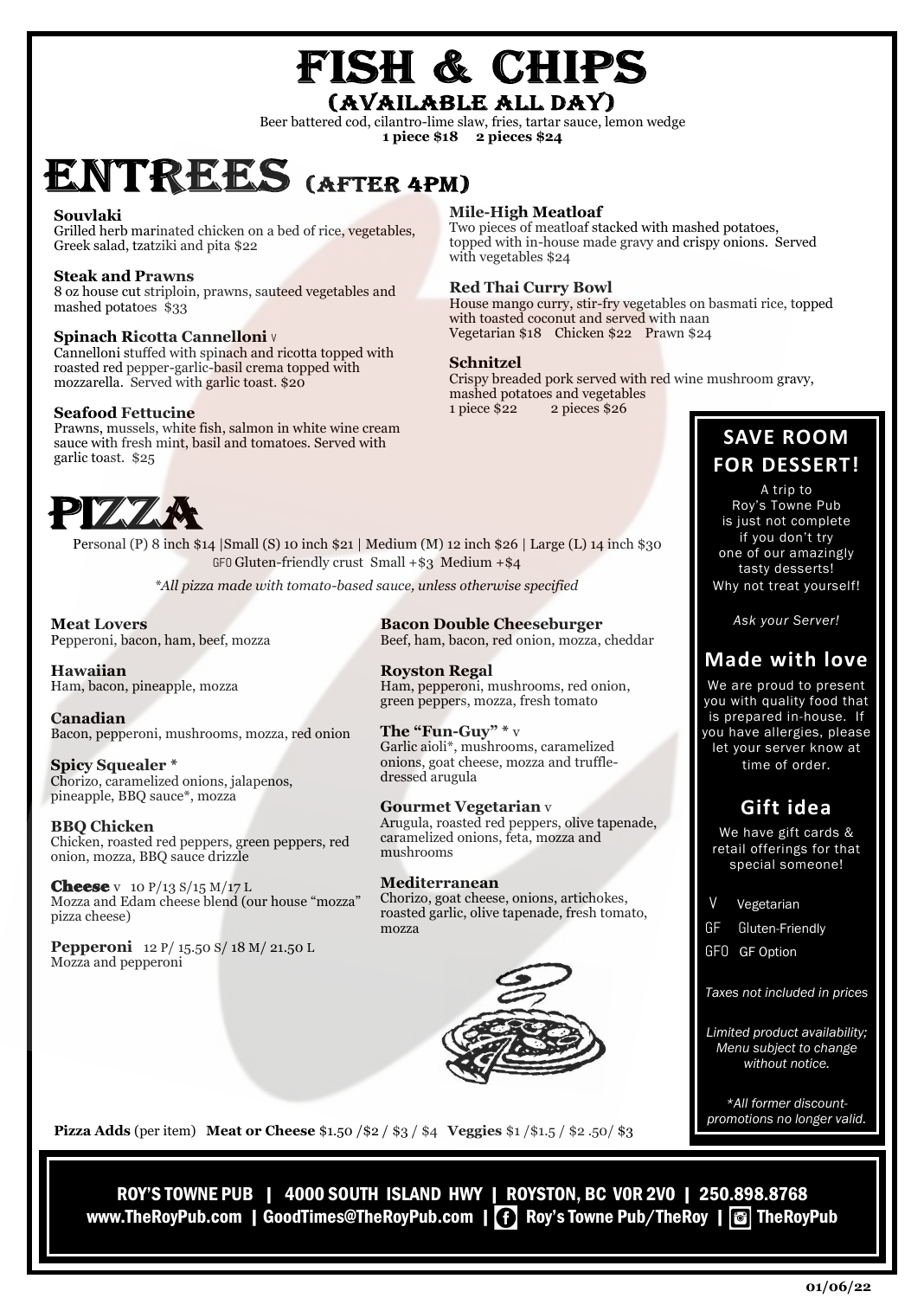# FISH & CHIPS
## (AVAILABLE ALL DAY)

Beer battered cod, cilantro-lime slaw, fries, tartar sauce, lemon wedge
**1 piece $18  2 pieces $24**

# ENTREES (AFTER 4PM)

**Souvlaki**
Grilled herb marinated chicken on a bed of rice, vegetables, Greek salad, tzatziki and pita $22

**Steak and Prawns**
8 oz house cut striploin, prawns, sauteed vegetables and mashed potatoes $33

**Spinach Ricotta Cannelloni** V
Cannelloni stuffed with spinach and ricotta topped with roasted red pepper-garlic-basil crema topped with mozzarella. Served with garlic toast. $20

**Seafood Fettucine**
Prawns, mussels, white fish, salmon in white wine cream sauce with fresh mint, basil and tomatoes. Served with garlic toast. $25

**Mile-High Meatloaf**
Two pieces of meatloaf stacked with mashed potatoes, topped with in-house made gravy and crispy onions. Served with vegetables $24

**Red Thai Curry Bowl**
House mango curry, stir-fry vegetables on basmati rice, topped with toasted coconut and served with naan
Vegetarian $18 Chicken $22 Prawn $24

**Schnitzel**
Crispy breaded pork served with red wine mushroom gravy, mashed potatoes and vegetables
1 piece $22  2 pieces $26

# PIZZA

Personal (P) 8 inch $14 | Small (S) 10 inch $21 | Medium (M) 12 inch $26 | Large (L) 14 inch $30
GFO Gluten-friendly crust Small +$3 Medium +$4

*\*All pizza made with tomato-based sauce, unless otherwise specified*

**Meat Lovers**
Pepperoni, bacon, ham, beef, mozza

**Hawaiian**
Ham, bacon, pineapple, mozza

**Canadian**
Bacon, pepperoni, mushrooms, mozza, red onion

**Spicy Squealer \***
Chorizo, caramelized onions, jalapenos, pineapple, BBQ sauce\*, mozza

**BBQ Chicken**
Chicken, roasted red peppers, green peppers, red onion, mozza, BBQ sauce drizzle

**Cheese** V 10 P/13 S/15 M/17 L
Mozza and Edam cheese blend (our house "mozza" pizza cheese)

**Pepperoni** 12 P/ 15.50 S/ 18 M/ 21.50 L
Mozza and pepperoni

**Bacon Double Cheeseburger**
Beef, ham, bacon, red onion, mozza, cheddar

**Royston Regal**
Ham, pepperoni, mushrooms, red onion, green peppers, mozza, fresh tomato

**The "Fun-Guy" \*** V
Garlic aioli\*, mushrooms, caramelized onions, goat cheese, mozza and truffle-dressed arugula

**Gourmet Vegetarian** V
Arugula, roasted red peppers, olive tapenade, caramelized onions, feta, mozza and mushrooms

**Mediterranean**
Chorizo, goat cheese, onions, artichokes, roasted garlic, olive tapenade, fresh tomato, mozza

**Pizza Adds** (per item) **Meat or Cheese** $1.50 /$2 / $3 / $4 **Veggies** $1 /$1.5 / $2 .50/ $3

## SAVE ROOM FOR DESSERT!

A trip to Roy's Towne Pub is just not complete if you don't try one of our amazingly tasty desserts! Why not treat yourself!

*Ask your Server!*

## Made with love

We are proud to present you with quality food that is prepared in-house. If you have allergies, please let your server know at time of order.

## Gift idea

We have gift cards & retail offerings for that special someone!

V Vegetarian
GF Gluten-Friendly
GFO GF Option

*Taxes not included in prices*

*Limited product availability; Menu subject to change without notice.*

*\*All former discount-promotions no longer valid.*

ROY'S TOWNE PUB | 4000 SOUTH ISLAND HWY | ROYSTON, BC V0R 2V0 | 250.898.8768
www.TheRoyPub.com | GoodTimes@TheRoyPub.com | Roy's Towne Pub/TheRoy | TheRoyPub

01/06/22